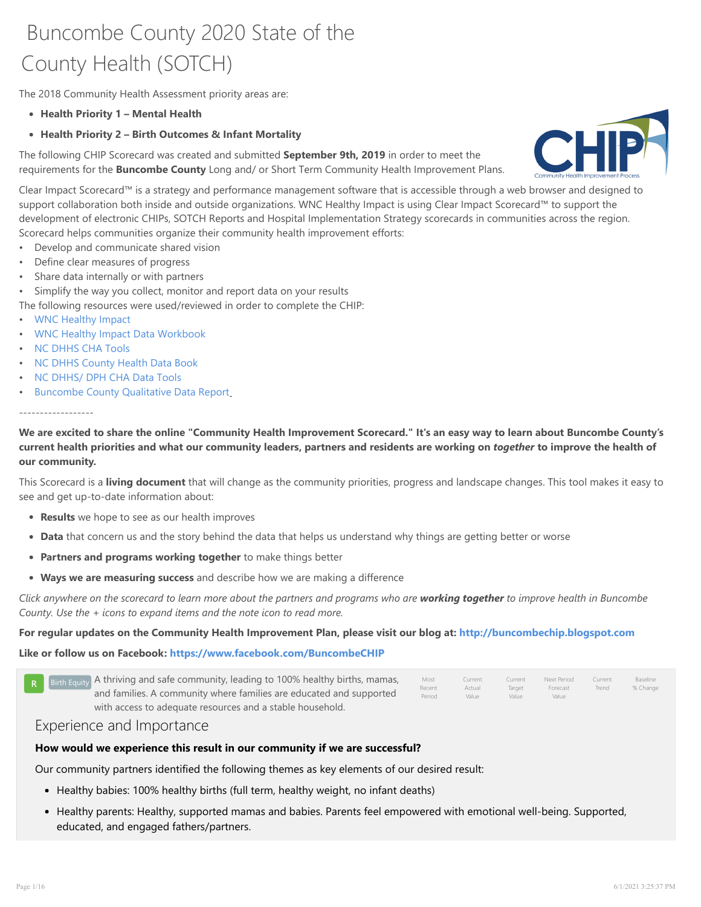# Buncombe County 2020 State of the County Health (SOTCH)

The 2018 Community Health Assessment priority areas are:

- **Health Priority 1 – Mental Health**
- **Health Priority 2 – Birth Outcomes & Infant Mortality**

The following CHIP Scorecard was created and submitted **September 9th, 2019** in order to meet the requirements for the **Buncombe County** Long and/ or Short Term Community Health Improvement Plans.

Clear Impact Scorecard™ is a strategy and performance management software that is accessible through a web browser and designed to support collaboration both inside and outside organizations. WNC Healthy Impact is using Clear Impact Scorecard™ to support the development of electronic CHIPs, SOTCH Reports and Hospital Implementation Strategy scorecards in communities across the region. Scorecard helps communities organize their community health improvement efforts:

- Develop and communicate shared vision
- Define clear measures of progress
- Share data internally or with partners
- Simplify the way you collect, monitor and report data on your results

The following resources were used/reviewed in order to complete the CHIP:

- WNC Healthy Impact
- WNC Healthy Impact Data Workbook
- NC DHHS CHA Tools
- NC DHHS County Health Data Book
- NC DHHS/ DPH CHA Data Tools
- Buncombe County Qualitative Data Report

------------------

**We are excited to share the online "Community Health Improvement Scorecard." It's an easy way to learn about Buncombe County's current health priorities and what our community leaders, partners and residents are working on *together* to improve the health of our community.**

This Scorecard is a **living document** that will change as the community priorities, progress and landscape changes. This tool makes it easy to see and get up-to-date information about:

- **Results** we hope to see as our health improves
- **Data** that concern us and the story behind the data that helps us understand why things are getting better or worse
- **Partners and programs working together** to make things better
- **Ways we are measuring success** and describe how we are making a difference

*Click anywhere on the scorecard to learn more about the partners and programs who are **working together** to improve health in Buncombe County. Use the + icons to expand items and the note icon to read more.*

**For regular updates on the Community Health Improvement Plan, please visit our blog at: http://buncombechip.blogspot.com**

**Like or follow us on Facebook: https://www.facebook.com/BuncombeCHIP**

| | | Most Recent Period | Current Actual Value | Current Target Value | Next Period Forecast Value | Current Trend | Baseline % Change |
|---|---|---|---|---|---|---|---|
| R | Birth Equity — A thriving and safe community, leading to 100% healthy births, mamas, and families. A community where families are educated and supported with access to adequate resources and a stable household. | | | | | | |

## Experience and Importance

**How would we experience this result in our community if we are successful?**

Our community partners identified the following themes as key elements of our desired result:

- Healthy babies: 100% healthy births (full term, healthy weight, no infant deaths)
- Healthy parents: Healthy, supported mamas and babies. Parents feel empowered with emotional well-being. Supported, educated, and engaged fathers/partners.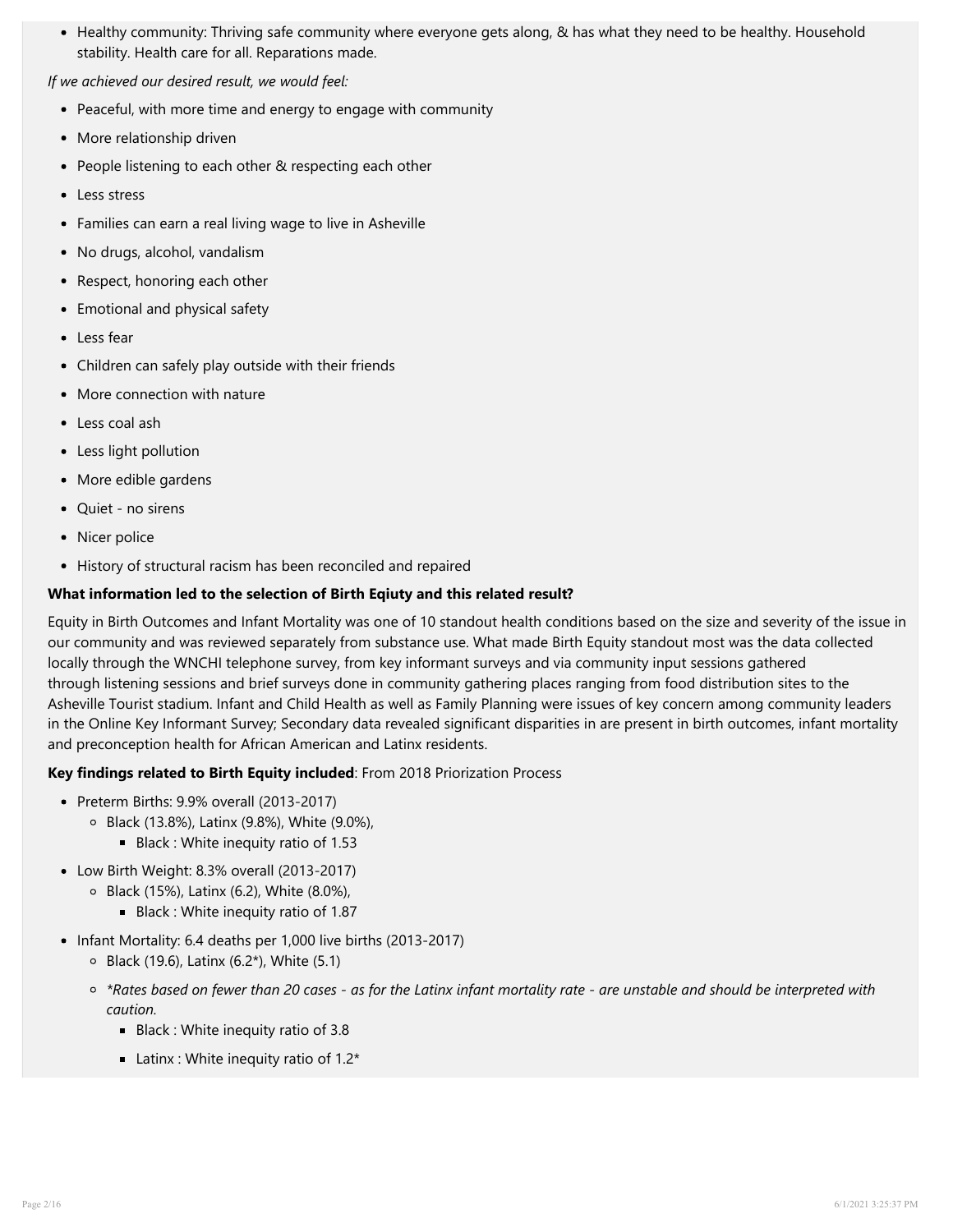- Healthy community: Thriving safe community where everyone gets along, & has what they need to be healthy. Household stability. Health care for all. Reparations made.

*If we achieved our desired result, we would feel:*

- Peaceful, with more time and energy to engage with community
- More relationship driven
- People listening to each other & respecting each other
- Less stress
- Families can earn a real living wage to live in Asheville
- No drugs, alcohol, vandalism
- Respect, honoring each other
- Emotional and physical safety
- Less fear
- Children can safely play outside with their friends
- More connection with nature
- Less coal ash
- Less light pollution
- More edible gardens
- Quiet - no sirens
- Nicer police
- History of structural racism has been reconciled and repaired

**What information led to the selection of Birth Eqiuty and this related result?**

Equity in Birth Outcomes and Infant Mortality was one of 10 standout health conditions based on the size and severity of the issue in our community and was reviewed separately from substance use. What made Birth Equity standout most was the data collected locally through the WNCHI telephone survey, from key informant surveys and via community input sessions gathered through listening sessions and brief surveys done in community gathering places ranging from food distribution sites to the Asheville Tourist stadium. Infant and Child Health as well as Family Planning were issues of key concern among community leaders in the Online Key Informant Survey; Secondary data revealed significant disparities in are present in birth outcomes, infant mortality and preconception health for African American and Latinx residents.

**Key findings related to Birth Equity included**: From 2018 Priorization Process

- Preterm Births: 9.9% overall (2013-2017)
  - Black (13.8%), Latinx (9.8%), White (9.0%),
    - Black : White inequity ratio of 1.53
- Low Birth Weight: 8.3% overall (2013-2017)
  - Black (15%), Latinx (6.2), White (8.0%),
    - Black : White inequity ratio of 1.87
- Infant Mortality: 6.4 deaths per 1,000 live births (2013-2017)
  - Black (19.6), Latinx (6.2*), White (5.1)
  - *\*Rates based on fewer than 20 cases - as for the Latinx infant mortality rate - are unstable and should be interpreted with caution.*
    - Black : White inequity ratio of 3.8
    - Latinx : White inequity ratio of 1.2*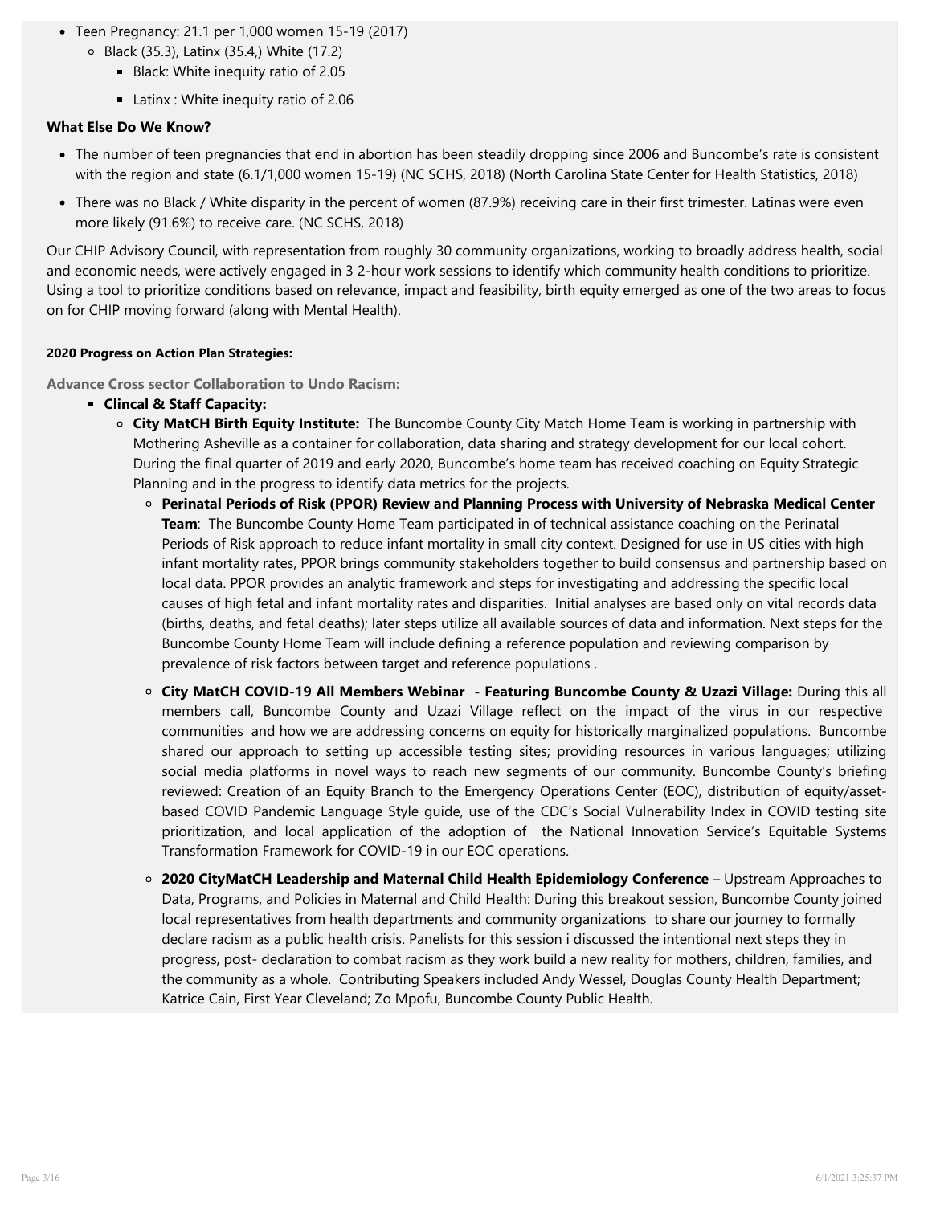- Teen Pregnancy: 21.1 per 1,000 women 15-19 (2017)
  - Black (35.3), Latinx (35.4,) White (17.2)
    - Black: White inequity ratio of 2.05
    - Latinx : White inequity ratio of 2.06

**What Else Do We Know?**

- The number of teen pregnancies that end in abortion has been steadily dropping since 2006 and Buncombe's rate is consistent with the region and state (6.1/1,000 women 15-19) (NC SCHS, 2018) (North Carolina State Center for Health Statistics, 2018)
- There was no Black / White disparity in the percent of women (87.9%) receiving care in their first trimester. Latinas were even more likely (91.6%) to receive care. (NC SCHS, 2018)

Our CHIP Advisory Council, with representation from roughly 30 community organizations, working to broadly address health, social and economic needs, were actively engaged in 3 2-hour work sessions to identify which community health conditions to prioritize. Using a tool to prioritize conditions based on relevance, impact and feasibility, birth equity emerged as one of the two areas to focus on for CHIP moving forward (along with Mental Health).

**2020 Progress on Action Plan Strategies:**

**Advance Cross sector Collaboration to Undo Racism:**

- **Clincal & Staff Capacity:**
  - **City MatCH Birth Equity Institute:** The Buncombe County City Match Home Team is working in partnership with Mothering Asheville as a container for collaboration, data sharing and strategy development for our local cohort. During the final quarter of 2019 and early 2020, Buncombe's home team has received coaching on Equity Strategic Planning and in the progress to identify data metrics for the projects.
  - **Perinatal Periods of Risk (PPOR) Review and Planning Process with University of Nebraska Medical Center Team**: The Buncombe County Home Team participated in of technical assistance coaching on the Perinatal Periods of Risk approach to reduce infant mortality in small city context. Designed for use in US cities with high infant mortality rates, PPOR brings community stakeholders together to build consensus and partnership based on local data. PPOR provides an analytic framework and steps for investigating and addressing the specific local causes of high fetal and infant mortality rates and disparities. Initial analyses are based only on vital records data (births, deaths, and fetal deaths); later steps utilize all available sources of data and information. Next steps for the Buncombe County Home Team will include defining a reference population and reviewing comparison by prevalence of risk factors between target and reference populations .
  - **City MatCH COVID-19 All Members Webinar - Featuring Buncombe County & Uzazi Village:** During this all members call, Buncombe County and Uzazi Village reflect on the impact of the virus in our respective communities and how we are addressing concerns on equity for historically marginalized populations. Buncombe shared our approach to setting up accessible testing sites; providing resources in various languages; utilizing social media platforms in novel ways to reach new segments of our community. Buncombe County's briefing reviewed: Creation of an Equity Branch to the Emergency Operations Center (EOC), distribution of equity/asset-based COVID Pandemic Language Style guide, use of the CDC's Social Vulnerability Index in COVID testing site prioritization, and local application of the adoption of the National Innovation Service's Equitable Systems Transformation Framework for COVID-19 in our EOC operations.
  - **2020 CityMatCH Leadership and Maternal Child Health Epidemiology Conference** – Upstream Approaches to Data, Programs, and Policies in Maternal and Child Health: During this breakout session, Buncombe County joined local representatives from health departments and community organizations to share our journey to formally declare racism as a public health crisis. Panelists for this session i discussed the intentional next steps they in progress, post- declaration to combat racism as they work build a new reality for mothers, children, families, and the community as a whole. Contributing Speakers included Andy Wessel, Douglas County Health Department; Katrice Cain, First Year Cleveland; Zo Mpofu, Buncombe County Public Health.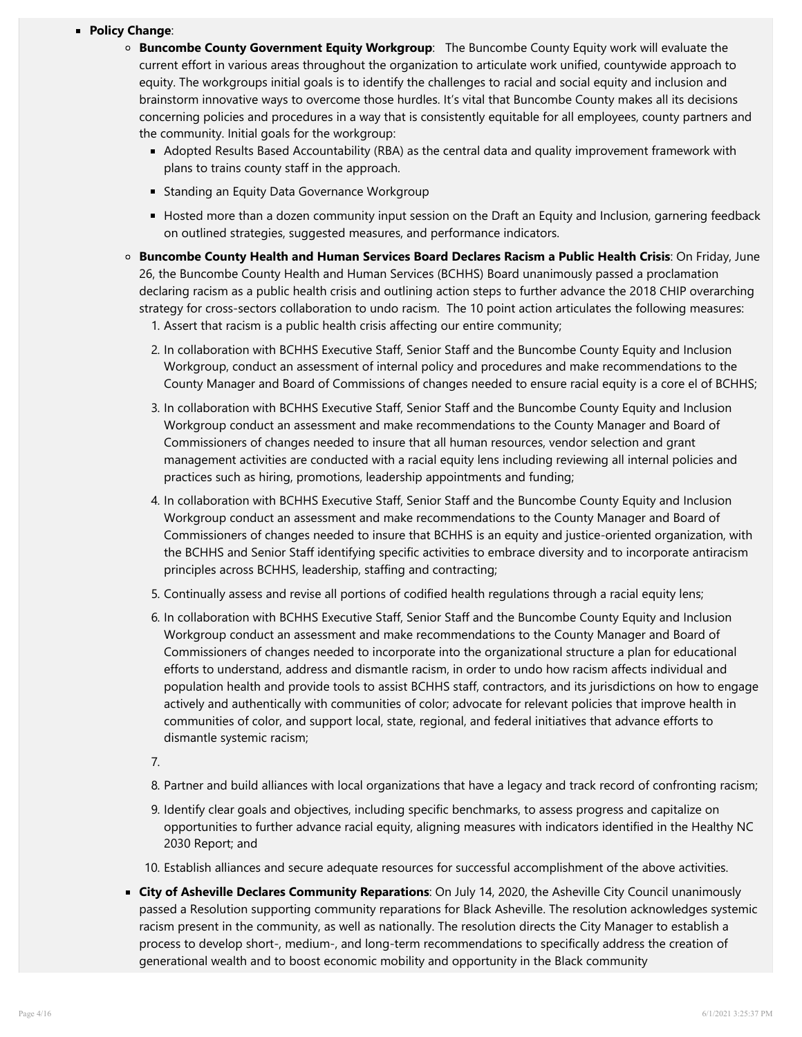- **Policy Change**:
  - **Buncombe County Government Equity Workgroup**: The Buncombe County Equity work will evaluate the current effort in various areas throughout the organization to articulate work unified, countywide approach to equity. The workgroups initial goals is to identify the challenges to racial and social equity and inclusion and brainstorm innovative ways to overcome those hurdles. It's vital that Buncombe County makes all its decisions concerning policies and procedures in a way that is consistently equitable for all employees, county partners and the community. Initial goals for the workgroup:
    - Adopted Results Based Accountability (RBA) as the central data and quality improvement framework with plans to trains county staff in the approach.
    - Standing an Equity Data Governance Workgroup
    - Hosted more than a dozen community input session on the Draft an Equity and Inclusion, garnering feedback on outlined strategies, suggested measures, and performance indicators.
  - **Buncombe County Health and Human Services Board Declares Racism a Public Health Crisis**: On Friday, June 26, the Buncombe County Health and Human Services (BCHHS) Board unanimously passed a proclamation declaring racism as a public health crisis and outlining action steps to further advance the 2018 CHIP overarching strategy for cross-sectors collaboration to undo racism. The 10 point action articulates the following measures:
    1. Assert that racism is a public health crisis affecting our entire community;
    2. In collaboration with BCHHS Executive Staff, Senior Staff and the Buncombe County Equity and Inclusion Workgroup, conduct an assessment of internal policy and procedures and make recommendations to the County Manager and Board of Commissions of changes needed to ensure racial equity is a core el of BCHHS;
    3. In collaboration with BCHHS Executive Staff, Senior Staff and the Buncombe County Equity and Inclusion Workgroup conduct an assessment and make recommendations to the County Manager and Board of Commissioners of changes needed to insure that all human resources, vendor selection and grant management activities are conducted with a racial equity lens including reviewing all internal policies and practices such as hiring, promotions, leadership appointments and funding;
    4. In collaboration with BCHHS Executive Staff, Senior Staff and the Buncombe County Equity and Inclusion Workgroup conduct an assessment and make recommendations to the County Manager and Board of Commissioners of changes needed to insure that BCHHS is an equity and justice-oriented organization, with the BCHHS and Senior Staff identifying specific activities to embrace diversity and to incorporate antiracism principles across BCHHS, leadership, staffing and contracting;
    5. Continually assess and revise all portions of codified health regulations through a racial equity lens;
    6. In collaboration with BCHHS Executive Staff, Senior Staff and the Buncombe County Equity and Inclusion Workgroup conduct an assessment and make recommendations to the County Manager and Board of Commissioners of changes needed to incorporate into the organizational structure a plan for educational efforts to understand, address and dismantle racism, in order to undo how racism affects individual and population health and provide tools to assist BCHHS staff, contractors, and its jurisdictions on how to engage actively and authentically with communities of color; advocate for relevant policies that improve health in communities of color, and support local, state, regional, and federal initiatives that advance efforts to dismantle systemic racism;
    7. 
    8. Partner and build alliances with local organizations that have a legacy and track record of confronting racism;
    9. Identify clear goals and objectives, including specific benchmarks, to assess progress and capitalize on opportunities to further advance racial equity, aligning measures with indicators identified in the Healthy NC 2030 Report; and
    10. Establish alliances and secure adequate resources for successful accomplishment of the above activities.
- **City of Asheville Declares Community Reparations**: On July 14, 2020, the Asheville City Council unanimously passed a Resolution supporting community reparations for Black Asheville. The resolution acknowledges systemic racism present in the community, as well as nationally. The resolution directs the City Manager to establish a process to develop short-, medium-, and long-term recommendations to specifically address the creation of generational wealth and to boost economic mobility and opportunity in the Black community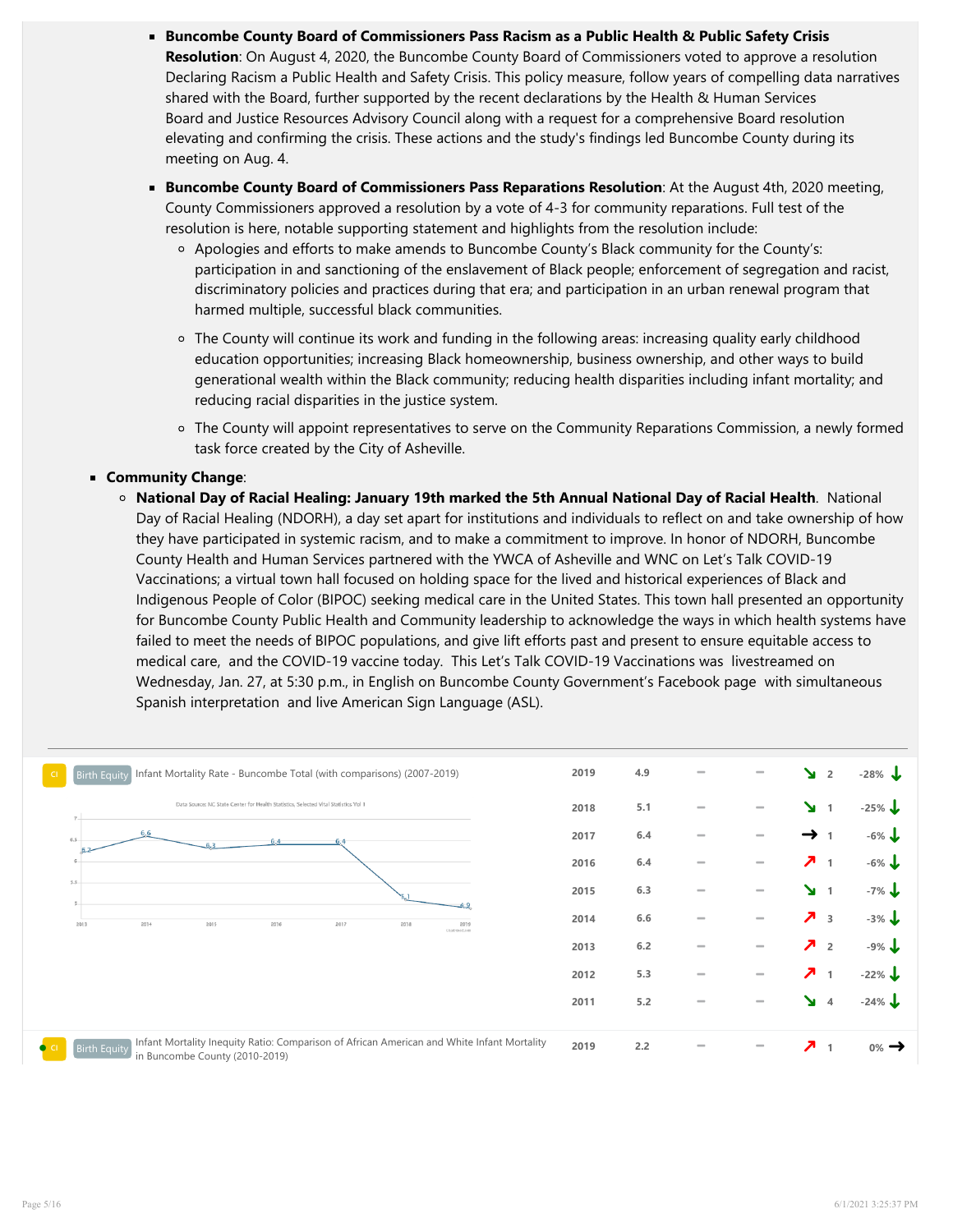- **Buncombe County Board of Commissioners Pass Racism as a Public Health & Public Safety Crisis Resolution**: On August 4, 2020, the Buncombe County Board of Commissioners voted to approve a resolution Declaring Racism a Public Health and Safety Crisis. This policy measure, follow years of compelling data narratives shared with the Board, further supported by the recent declarations by the Health & Human Services Board and Justice Resources Advisory Council along with a request for a comprehensive Board resolution elevating and confirming the crisis. These actions and the study's findings led Buncombe County during its meeting on Aug. 4.
- **Buncombe County Board of Commissioners Pass Reparations Resolution**: At the August 4th, 2020 meeting, County Commissioners approved a resolution by a vote of 4-3 for community reparations. Full test of the resolution is here, notable supporting statement and highlights from the resolution include:
  - Apologies and efforts to make amends to Buncombe County's Black community for the County's: participation in and sanctioning of the enslavement of Black people; enforcement of segregation and racist, discriminatory policies and practices during that era; and participation in an urban renewal program that harmed multiple, successful black communities.
  - The County will continue its work and funding in the following areas: increasing quality early childhood education opportunities; increasing Black homeownership, business ownership, and other ways to build generational wealth within the Black community; reducing health disparities including infant mortality; and reducing racial disparities in the justice system.
  - The County will appoint representatives to serve on the Community Reparations Commission, a newly formed task force created by the City of Asheville.

- **Community Change**:
  - **National Day of Racial Healing: January 19th marked the 5th Annual National Day of Racial Health**. National Day of Racial Healing (NDORH), a day set apart for institutions and individuals to reflect on and take ownership of how they have participated in systemic racism, and to make a commitment to improve. In honor of NDORH, Buncombe County Health and Human Services partnered with the YWCA of Asheville and WNC on Let's Talk COVID-19 Vaccinations; a virtual town hall focused on holding space for the lived and historical experiences of Black and Indigenous People of Color (BIPOC) seeking medical care in the United States. This town hall presented an opportunity for Buncombe County Public Health and Community leadership to acknowledge the ways in which health systems have failed to meet the needs of BIPOC populations, and give lift efforts past and present to ensure equitable access to medical care, and the COVID-19 vaccine today. This Let's Talk COVID-19 Vaccinations was livestreamed on Wednesday, Jan. 27, at 5:30 p.m., in English on Buncombe County Government's Facebook page with simultaneous Spanish interpretation and live American Sign Language (ASL).

---

CI | Birth Equity | Infant Mortality Rate - Buncombe Total (with comparisons) (2007-2019)

Data Source: NC State Center for Health Statistics, Selected Vital Statistics Vol 1

| Year | Value | | | Trend | Change |
|---|---|---|---|---|---|
| 2019 | 4.9 | — | — | ↘ 2 | -28% ↓ |
| 2018 | 5.1 | — | — | ↘ 1 | -25% ↓ |
| 2017 | 6.4 | — | — | → 1 | -6% ↓ |
| 2016 | 6.4 | — | — | ↗ 1 | -6% ↓ |
| 2015 | 6.3 | — | — | ↘ 1 | -7% ↓ |
| 2014 | 6.6 | — | — | ↗ 3 | -3% ↓ |
| 2013 | 6.2 | — | — | ↗ 2 | -9% ↓ |
| 2012 | 5.3 | — | — | ↗ 1 | -22% ↓ |
| 2011 | 5.2 | — | — | ↘ 4 | -24% ↓ |

CI | Birth Equity | Infant Mortality Inequity Ratio: Comparison of African American and White Infant Mortality in Buncombe County (2010-2019)

| Year | Value | | | Trend | Change |
|---|---|---|---|---|---|
| 2019 | 2.2 | — | — | ↗ 1 | 0% → |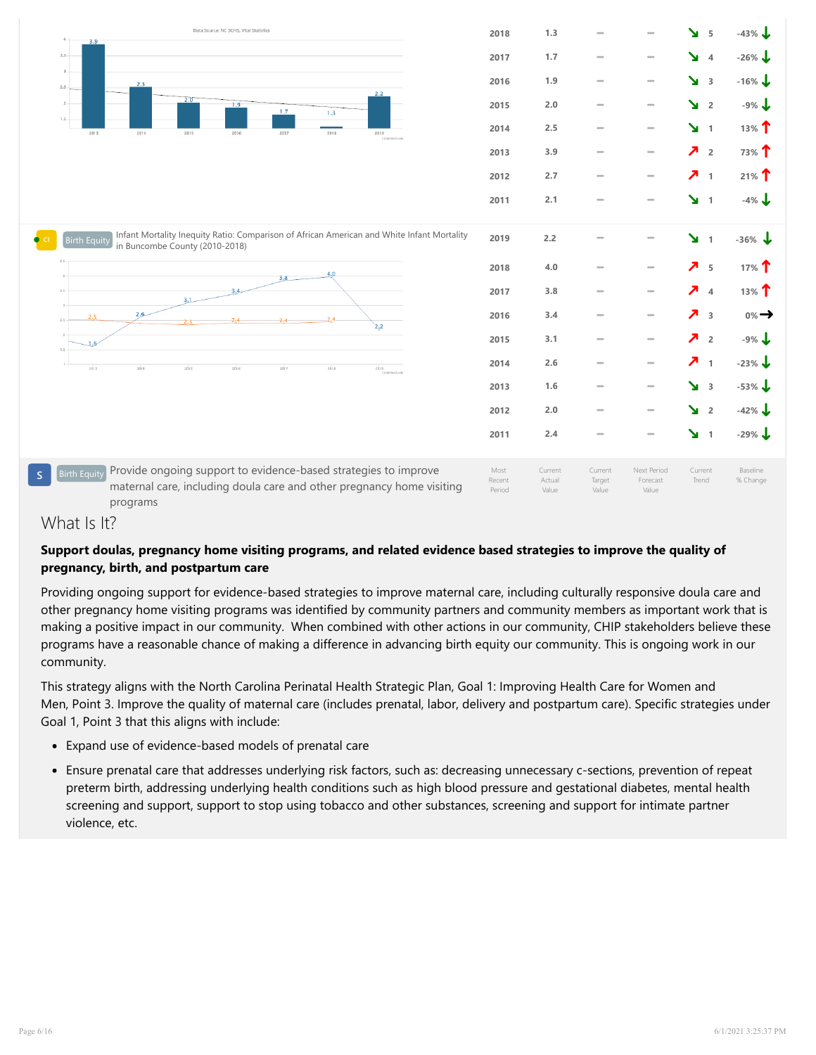Data Source: NC SCHS, Vital Statistics

| | | | | | | |
|---|---|---|---|---|---|---|
| 2018 | 1.3 | — | — | ↘ | 5 | -43% ↓ |
| 2017 | 1.7 | — | — | ↘ | 4 | -26% ↓ |
| 2016 | 1.9 | — | — | ↘ | 3 | -16% ↓ |
| 2015 | 2.0 | — | — | ↘ | 2 | -9% ↓ |
| 2014 | 2.5 | — | — | ↘ | 1 | 13% ↑ |
| 2013 | 3.9 | — | — | ↗ | 2 | 73% ↑ |
| 2012 | 2.7 | — | — | ↗ | 1 | 21% ↑ |
| 2011 | 2.1 | — | — | ↘ | 1 | -4% ↓ |

CI | Birth Equity | Infant Mortality Inequity Ratio: Comparison of African American and White Infant Mortality in Buncombe County (2010-2018)

| | | | | | | |
|---|---|---|---|---|---|---|
| 2019 | 2.2 | — | — | ↘ | 1 | -36% ↓ |
| 2018 | 4.0 | — | — | ↗ | 5 | 17% ↑ |
| 2017 | 3.8 | — | — | ↗ | 4 | 13% ↑ |
| 2016 | 3.4 | — | — | ↗ | 3 | 0% → |
| 2015 | 3.1 | — | — | ↗ | 2 | -9% ↓ |
| 2014 | 2.6 | — | — | ↗ | 1 | -23% ↓ |
| 2013 | 1.6 | — | — | ↘ | 3 | -53% ↓ |
| 2012 | 2.0 | — | — | ↘ | 2 | -42% ↓ |
| 2011 | 2.4 | — | — | ↘ | 1 | -29% ↓ |

S | Birth Equity | Provide ongoing support to evidence-based strategies to improve maternal care, including doula care and other pregnancy home visiting programs

| Most Recent Period | Current Actual Value | Current Target Value | Next Period Forecast Value | Current Trend | Baseline % Change |
|---|---|---|---|---|---|

## What Is It?

**Support doulas, pregnancy home visiting programs, and related evidence based strategies to improve the quality of pregnancy, birth, and postpartum care**

Providing ongoing support for evidence-based strategies to improve maternal care, including culturally responsive doula care and other pregnancy home visiting programs was identified by community partners and community members as important work that is making a positive impact in our community. When combined with other actions in our community, CHIP stakeholders believe these programs have a reasonable chance of making a difference in advancing birth equity our community. This is ongoing work in our community.

This strategy aligns with the North Carolina Perinatal Health Strategic Plan, Goal 1: Improving Health Care for Women and Men, Point 3. Improve the quality of maternal care (includes prenatal, labor, delivery and postpartum care). Specific strategies under Goal 1, Point 3 that this aligns with include:

- Expand use of evidence-based models of prenatal care
- Ensure prenatal care that addresses underlying risk factors, such as: decreasing unnecessary c-sections, prevention of repeat preterm birth, addressing underlying health conditions such as high blood pressure and gestational diabetes, mental health screening and support, support to stop using tobacco and other substances, screening and support for intimate partner violence, etc.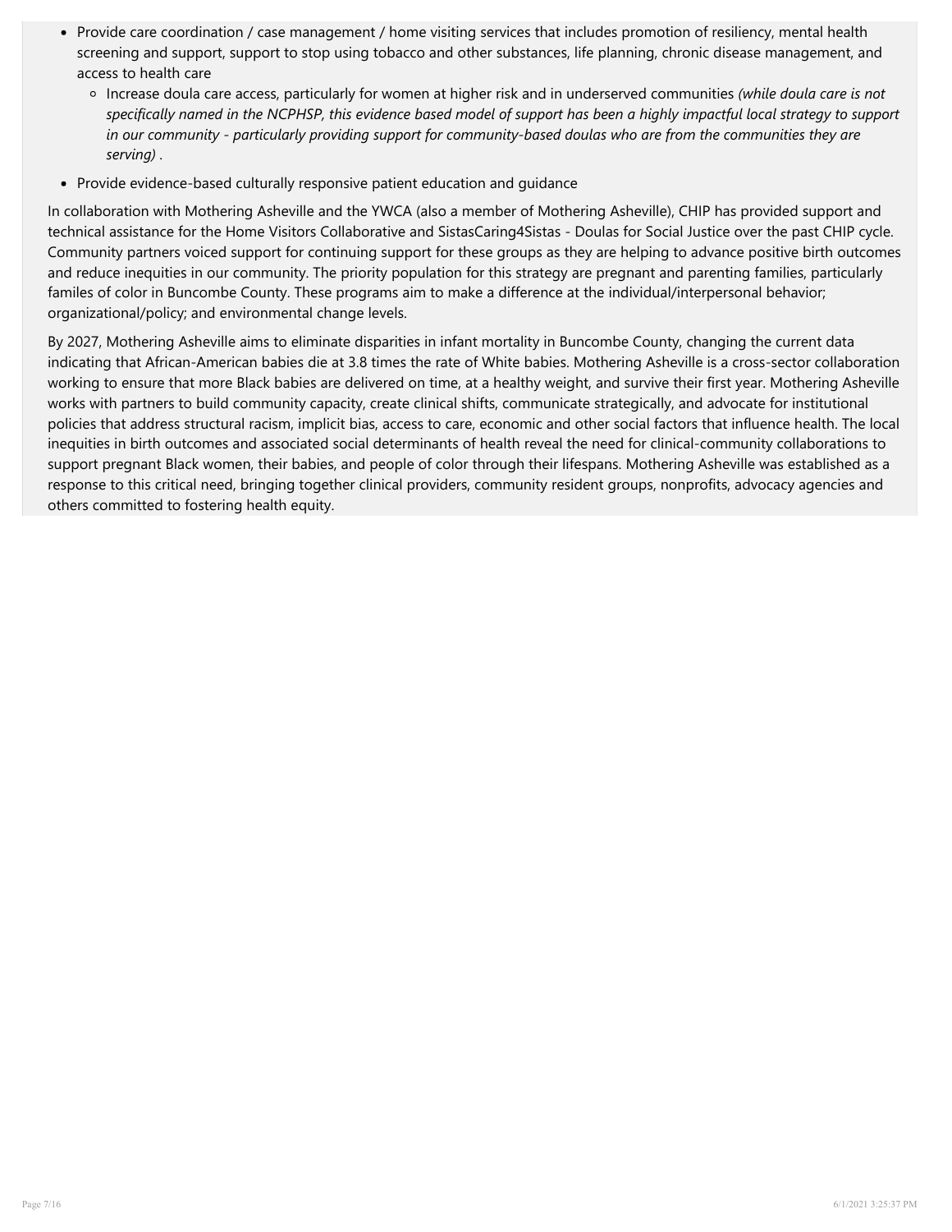- Provide care coordination / case management / home visiting services that includes promotion of resiliency, mental health screening and support, support to stop using tobacco and other substances, life planning, chronic disease management, and access to health care
    - Increase doula care access, particularly for women at higher risk and in underserved communities *(while doula care is not specifically named in the NCPHSP, this evidence based model of support has been a highly impactful local strategy to support in our community - particularly providing support for community-based doulas who are from the communities they are serving)* .
- Provide evidence-based culturally responsive patient education and guidance

In collaboration with Mothering Asheville and the YWCA (also a member of Mothering Asheville), CHIP has provided support and technical assistance for the Home Visitors Collaborative and SistasCaring4Sistas - Doulas for Social Justice over the past CHIP cycle. Community partners voiced support for continuing support for these groups as they are helping to advance positive birth outcomes and reduce inequities in our community. The priority population for this strategy are pregnant and parenting families, particularly familes of color in Buncombe County. These programs aim to make a difference at the individual/interpersonal behavior; organizational/policy; and environmental change levels.

By 2027, Mothering Asheville aims to eliminate disparities in infant mortality in Buncombe County, changing the current data indicating that African-American babies die at 3.8 times the rate of White babies. Mothering Asheville is a cross-sector collaboration working to ensure that more Black babies are delivered on time, at a healthy weight, and survive their first year. Mothering Asheville works with partners to build community capacity, create clinical shifts, communicate strategically, and advocate for institutional policies that address structural racism, implicit bias, access to care, economic and other social factors that influence health. The local inequities in birth outcomes and associated social determinants of health reveal the need for clinical-community collaborations to support pregnant Black women, their babies, and people of color through their lifespans. Mothering Asheville was established as a response to this critical need, bringing together clinical providers, community resident groups, nonprofits, advocacy agencies and others committed to fostering health equity.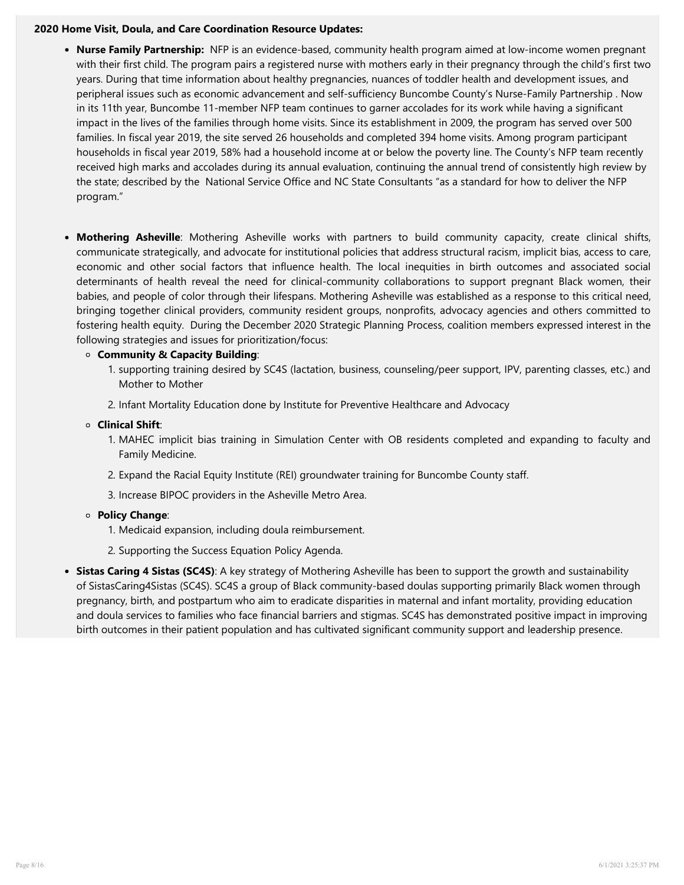**2020 Home Visit, Doula, and Care Coordination Resource Updates:**

- **Nurse Family Partnership:** NFP is an evidence-based, community health program aimed at low-income women pregnant with their first child. The program pairs a registered nurse with mothers early in their pregnancy through the child's first two years. During that time information about healthy pregnancies, nuances of toddler health and development issues, and peripheral issues such as economic advancement and self-sufficiency Buncombe County's Nurse-Family Partnership . Now in its 11th year, Buncombe 11-member NFP team continues to garner accolades for its work while having a significant impact in the lives of the families through home visits. Since its establishment in 2009, the program has served over 500 families. In fiscal year 2019, the site served 26 households and completed 394 home visits. Among program participant households in fiscal year 2019, 58% had a household income at or below the poverty line. The County's NFP team recently received high marks and accolades during its annual evaluation, continuing the annual trend of consistently high review by the state; described by the National Service Office and NC State Consultants "as a standard for how to deliver the NFP program."

- **Mothering Asheville**: Mothering Asheville works with partners to build community capacity, create clinical shifts, communicate strategically, and advocate for institutional policies that address structural racism, implicit bias, access to care, economic and other social factors that influence health. The local inequities in birth outcomes and associated social determinants of health reveal the need for clinical-community collaborations to support pregnant Black women, their babies, and people of color through their lifespans. Mothering Asheville was established as a response to this critical need, bringing together clinical providers, community resident groups, nonprofits, advocacy agencies and others committed to fostering health equity. During the December 2020 Strategic Planning Process, coalition members expressed interest in the following strategies and issues for prioritization/focus:
  - **Community & Capacity Building**:
    1. supporting training desired by SC4S (lactation, business, counseling/peer support, IPV, parenting classes, etc.) and Mother to Mother
    2. Infant Mortality Education done by Institute for Preventive Healthcare and Advocacy
  - **Clinical Shift**:
    1. MAHEC implicit bias training in Simulation Center with OB residents completed and expanding to faculty and Family Medicine.
    2. Expand the Racial Equity Institute (REI) groundwater training for Buncombe County staff.
    3. Increase BIPOC providers in the Asheville Metro Area.
  - **Policy Change**:
    1. Medicaid expansion, including doula reimbursement.
    2. Supporting the Success Equation Policy Agenda.

- **Sistas Caring 4 Sistas (SC4S)**: A key strategy of Mothering Asheville has been to support the growth and sustainability of SistasCaring4Sistas (SC4S). SC4S a group of Black community-based doulas supporting primarily Black women through pregnancy, birth, and postpartum who aim to eradicate disparities in maternal and infant mortality, providing education and doula services to families who face financial barriers and stigmas. SC4S has demonstrated positive impact in improving birth outcomes in their patient population and has cultivated significant community support and leadership presence.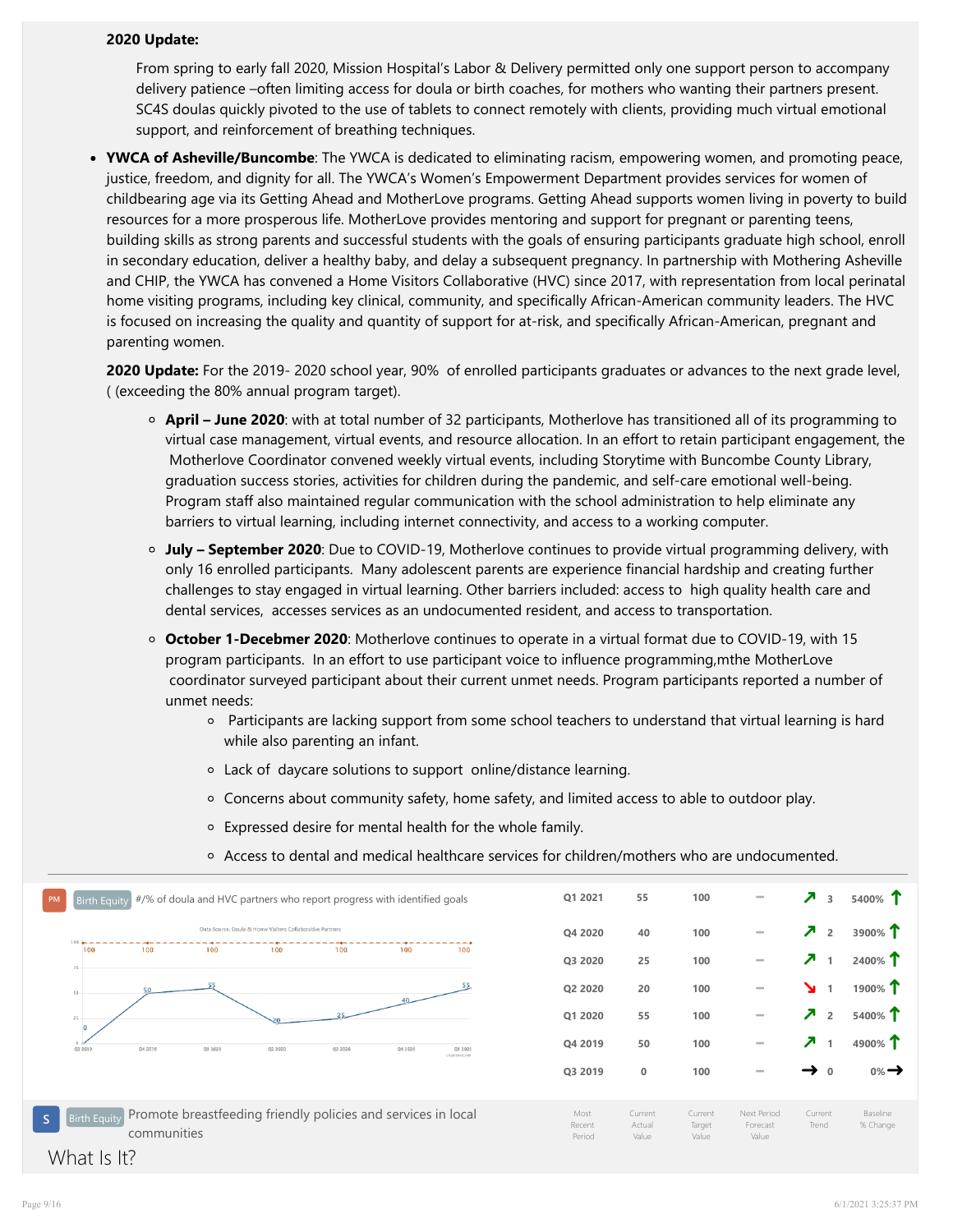**2020 Update:**

From spring to early fall 2020, Mission Hospital's Labor & Delivery permitted only one support person to accompany delivery patience –often limiting access for doula or birth coaches, for mothers who wanting their partners present. SC4S doulas quickly pivoted to the use of tablets to connect remotely with clients, providing much virtual emotional support, and reinforcement of breathing techniques.

- **YWCA of Asheville/Buncombe**: The YWCA is dedicated to eliminating racism, empowering women, and promoting peace, justice, freedom, and dignity for all. The YWCA's Women's Empowerment Department provides services for women of childbearing age via its Getting Ahead and MotherLove programs. Getting Ahead supports women living in poverty to build resources for a more prosperous life. MotherLove provides mentoring and support for pregnant or parenting teens, building skills as strong parents and successful students with the goals of ensuring participants graduate high school, enroll in secondary education, deliver a healthy baby, and delay a subsequent pregnancy. In partnership with Mothering Asheville and CHIP, the YWCA has convened a Home Visitors Collaborative (HVC) since 2017, with representation from local perinatal home visiting programs, including key clinical, community, and specifically African-American community leaders. The HVC is focused on increasing the quality and quantity of support for at-risk, and specifically African-American, pregnant and parenting women.

  **2020 Update:** For the 2019- 2020 school year, 90% of enrolled participants graduates or advances to the next grade level, ( (exceeding the 80% annual program target).

  - **April – June 2020**: with at total number of 32 participants, Motherlove has transitioned all of its programming to virtual case management, virtual events, and resource allocation. In an effort to retain participant engagement, the Motherlove Coordinator convened weekly virtual events, including Storytime with Buncombe County Library, graduation success stories, activities for children during the pandemic, and self-care emotional well-being. Program staff also maintained regular communication with the school administration to help eliminate any barriers to virtual learning, including internet connectivity, and access to a working computer.
  - **July – September 2020**: Due to COVID-19, Motherlove continues to provide virtual programming delivery, with only 16 enrolled participants. Many adolescent parents are experience financial hardship and creating further challenges to stay engaged in virtual learning. Other barriers included: access to high quality health care and dental services, accesses services as an undocumented resident, and access to transportation.
  - **October 1-Decebmer 2020**: Motherlove continues to operate in a virtual format due to COVID-19, with 15 program participants. In an effort to use participant voice to influence programming,mthe MotherLove coordinator surveyed participant about their current unmet needs. Program participants reported a number of unmet needs:
    - Participants are lacking support from some school teachers to understand that virtual learning is hard while also parenting an infant.
    - Lack of daycare solutions to support online/distance learning.
    - Concerns about community safety, home safety, and limited access to able to outdoor play.
    - Expressed desire for mental health for the whole family.
    - Access to dental and medical healthcare services for children/mothers who are undocumented.

PM | Birth Equity | #/% of doula and HVC partners who report progress with identified goals

| Most Recent Period | Current Actual Value | Current Target Value | Next Period Forecast Value | Current Trend | Baseline % Change |
|---|---|---|---|---|---|
| Q1 2021 | 55 | 100 | — | ↗ 3 | 5400% ↑ |
| Q4 2020 | 40 | 100 | — | ↗ 2 | 3900% ↑ |
| Q3 2020 | 25 | 100 | — | ↗ 1 | 2400% ↑ |
| Q2 2020 | 20 | 100 | — | ↘ 1 | 1900% ↑ |
| Q1 2020 | 55 | 100 | — | ↗ 2 | 5400% ↑ |
| Q4 2019 | 50 | 100 | — | ↗ 1 | 4900% ↑ |
| Q3 2019 | 0 | 100 | — | → 0 | 0% → |

S | Birth Equity | Promote breastfeeding friendly policies and services in local communities

## What Is It?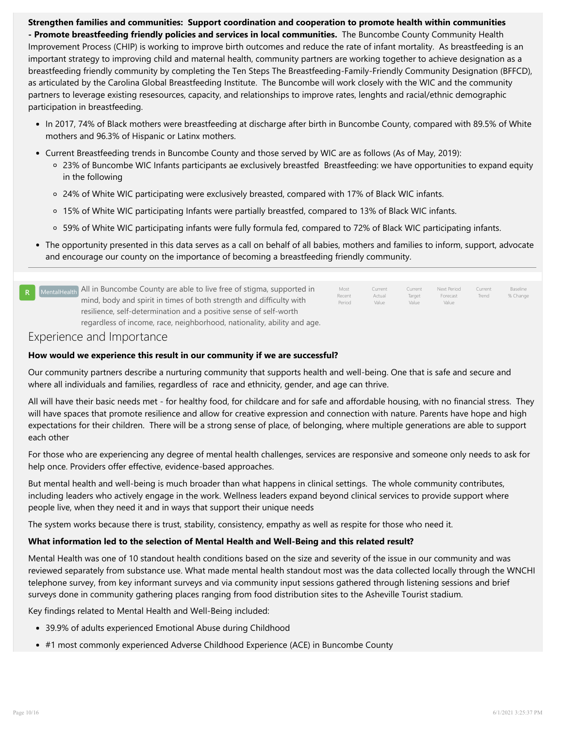**Strengthen families and communities: Support coordination and cooperation to promote health within communities - Promote breastfeeding friendly policies and services in local communities.** The Buncombe County Community Health Improvement Process (CHIP) is working to improve birth outcomes and reduce the rate of infant mortality. As breastfeeding is an important strategy to improving child and maternal health, community partners are working together to achieve designation as a breastfeeding friendly community by completing the Ten Steps The Breastfeeding-Family-Friendly Community Designation (BFFCD), as articulated by the Carolina Global Breastfeeding Institute. The Buncombe will work closely with the WIC and the community partners to leverage existing resesources, capacity, and relationships to improve rates, lenghts and racial/ethnic demographic participation in breastfeeding.

- In 2017, 74% of Black mothers were breastfeeding at discharge after birth in Buncombe County, compared with 89.5% of White mothers and 96.3% of Hispanic or Latinx mothers.
- Current Breastfeeding trends in Buncombe County and those served by WIC are as follows (As of May, 2019):
  - 23% of Buncombe WIC Infants participants ae exclusively breastfed Breastfeeding: we have opportunities to expand equity in the following
  - 24% of White WIC participating were exclusively breasted, compared with 17% of Black WIC infants.
  - 15% of White WIC participating Infants were partially breastfed, compared to 13% of Black WIC infants.
  - 59% of White WIC participating infants were fully formula fed, compared to 72% of Black WIC participating infants.
- The opportunity presented in this data serves as a call on behalf of all babies, mothers and families to inform, support, advocate and encourage our county on the importance of becoming a breastfeeding friendly community.

---

| | | | Most Recent Period | Current Actual Value | Current Target Value | Next Period Forecast Value | Current Trend | Baseline % Change |
|---|---|---|---|---|---|---|---|---|
| R | MentalHealth | All in Buncombe County are able to live free of stigma, supported in mind, body and spirit in times of both strength and difficulty with resilience, self-determination and a positive sense of self-worth regardless of income, race, neighborhood, nationality, ability and age. | | | | | | |

## Experience and Importance

**How would we experience this result in our community if we are successful?**

Our community partners describe a nurturing community that supports health and well-being. One that is safe and secure and where all individuals and families, regardless of race and ethnicity, gender, and age can thrive.

All will have their basic needs met - for healthy food, for childcare and for safe and affordable housing, with no financial stress. They will have spaces that promote resilience and allow for creative expression and connection with nature. Parents have hope and high expectations for their children. There will be a strong sense of place, of belonging, where multiple generations are able to support each other

For those who are experiencing any degree of mental health challenges, services are responsive and someone only needs to ask for help once. Providers offer effective, evidence-based approaches.

But mental health and well-being is much broader than what happens in clinical settings. The whole community contributes, including leaders who actively engage in the work. Wellness leaders expand beyond clinical services to provide support where people live, when they need it and in ways that support their unique needs

The system works because there is trust, stability, consistency, empathy as well as respite for those who need it.

**What information led to the selection of Mental Health and Well-Being and this related result?**

Mental Health was one of 10 standout health conditions based on the size and severity of the issue in our community and was reviewed separately from substance use. What made mental health standout most was the data collected locally through the WNCHI telephone survey, from key informant surveys and via community input sessions gathered through listening sessions and brief surveys done in community gathering places ranging from food distribution sites to the Asheville Tourist stadium.

Key findings related to Mental Health and Well-Being included:

- 39.9% of adults experienced Emotional Abuse during Childhood
- #1 most commonly experienced Adverse Childhood Experience (ACE) in Buncombe County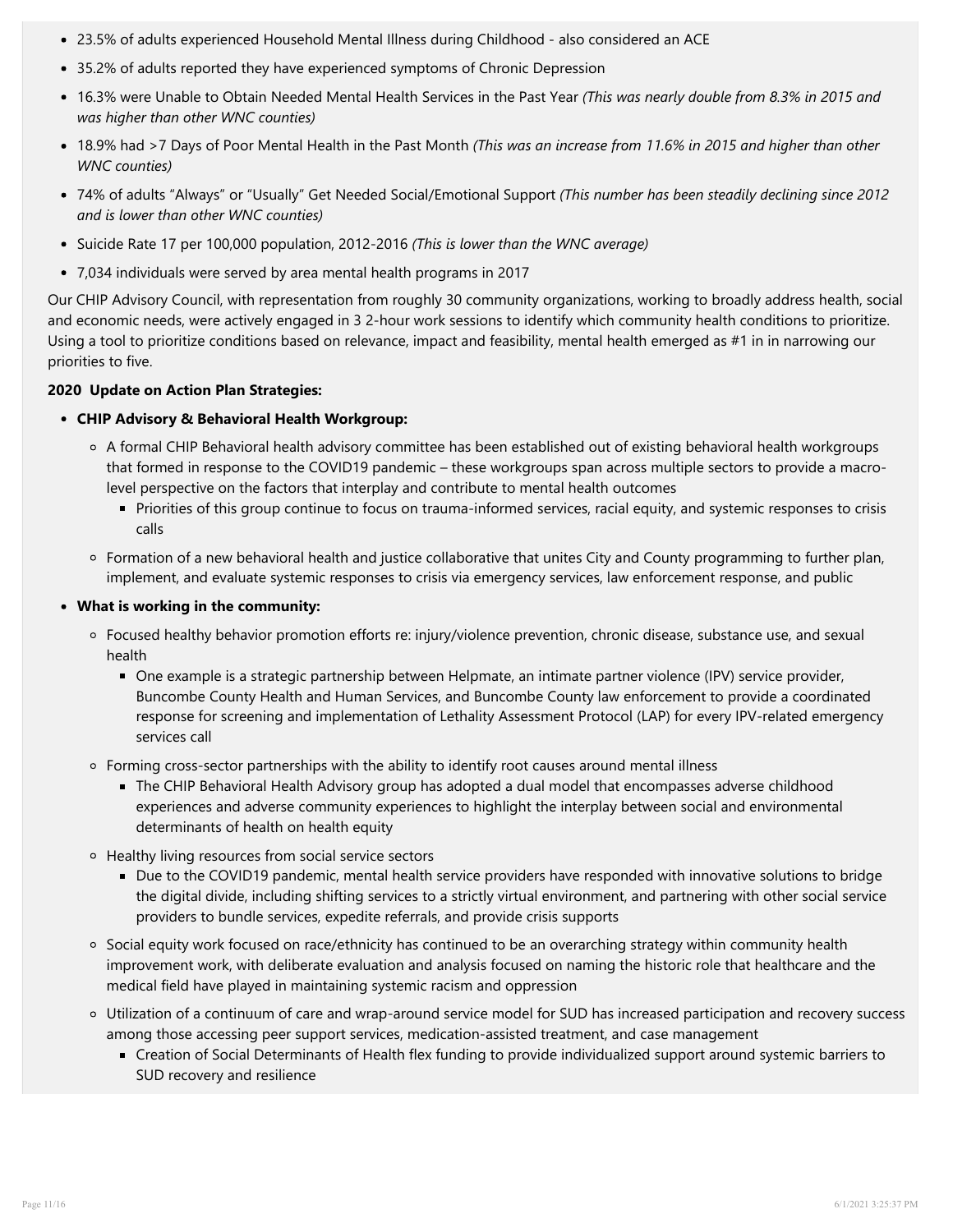- 23.5% of adults experienced Household Mental Illness during Childhood - also considered an ACE
- 35.2% of adults reported they have experienced symptoms of Chronic Depression
- 16.3% were Unable to Obtain Needed Mental Health Services in the Past Year *(This was nearly double from 8.3% in 2015 and was higher than other WNC counties)*
- 18.9% had >7 Days of Poor Mental Health in the Past Month *(This was an increase from 11.6% in 2015 and higher than other WNC counties)*
- 74% of adults "Always" or "Usually" Get Needed Social/Emotional Support *(This number has been steadily declining since 2012 and is lower than other WNC counties)*
- Suicide Rate 17 per 100,000 population, 2012-2016 *(This is lower than the WNC average)*
- 7,034 individuals were served by area mental health programs in 2017

Our CHIP Advisory Council, with representation from roughly 30 community organizations, working to broadly address health, social and economic needs, were actively engaged in 3 2-hour work sessions to identify which community health conditions to prioritize. Using a tool to prioritize conditions based on relevance, impact and feasibility, mental health emerged as #1 in in narrowing our priorities to five.

**2020 Update on Action Plan Strategies:**

- **CHIP Advisory & Behavioral Health Workgroup:**
  - A formal CHIP Behavioral health advisory committee has been established out of existing behavioral health workgroups that formed in response to the COVID19 pandemic – these workgroups span across multiple sectors to provide a macro-level perspective on the factors that interplay and contribute to mental health outcomes
    - Priorities of this group continue to focus on trauma-informed services, racial equity, and systemic responses to crisis calls
  - Formation of a new behavioral health and justice collaborative that unites City and County programming to further plan, implement, and evaluate systemic responses to crisis via emergency services, law enforcement response, and public
- **What is working in the community:**
  - Focused healthy behavior promotion efforts re: injury/violence prevention, chronic disease, substance use, and sexual health
    - One example is a strategic partnership between Helpmate, an intimate partner violence (IPV) service provider, Buncombe County Health and Human Services, and Buncombe County law enforcement to provide a coordinated response for screening and implementation of Lethality Assessment Protocol (LAP) for every IPV-related emergency services call
  - Forming cross-sector partnerships with the ability to identify root causes around mental illness
    - The CHIP Behavioral Health Advisory group has adopted a dual model that encompasses adverse childhood experiences and adverse community experiences to highlight the interplay between social and environmental determinants of health on health equity
  - Healthy living resources from social service sectors
    - Due to the COVID19 pandemic, mental health service providers have responded with innovative solutions to bridge the digital divide, including shifting services to a strictly virtual environment, and partnering with other social service providers to bundle services, expedite referrals, and provide crisis supports
  - Social equity work focused on race/ethnicity has continued to be an overarching strategy within community health improvement work, with deliberate evaluation and analysis focused on naming the historic role that healthcare and the medical field have played in maintaining systemic racism and oppression
  - Utilization of a continuum of care and wrap-around service model for SUD has increased participation and recovery success among those accessing peer support services, medication-assisted treatment, and case management
    - Creation of Social Determinants of Health flex funding to provide individualized support around systemic barriers to SUD recovery and resilience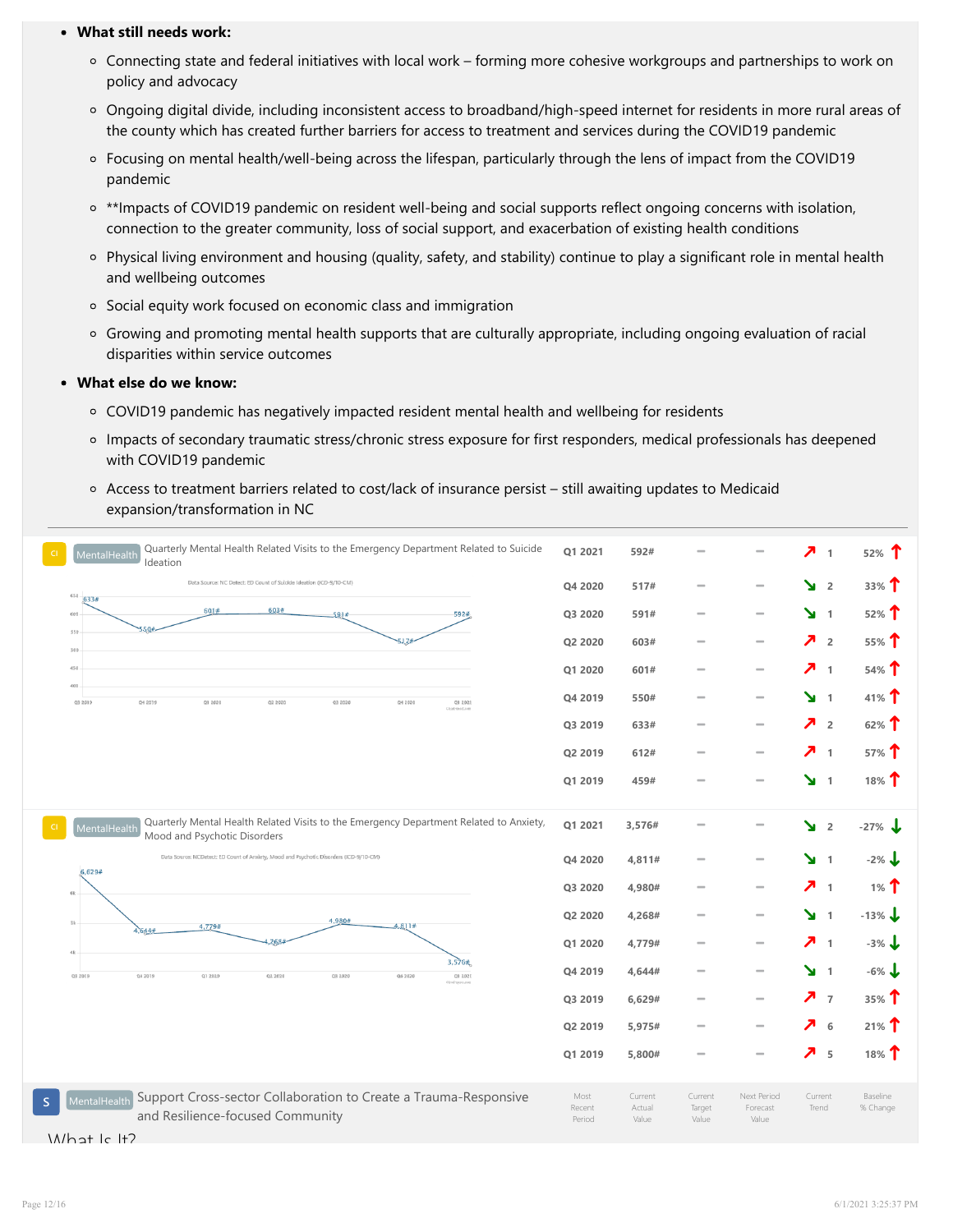- **What still needs work:**
    - Connecting state and federal initiatives with local work – forming more cohesive workgroups and partnerships to work on policy and advocacy
    - Ongoing digital divide, including inconsistent access to broadband/high-speed internet for residents in more rural areas of the county which has created further barriers for access to treatment and services during the COVID19 pandemic
    - Focusing on mental health/well-being across the lifespan, particularly through the lens of impact from the COVID19 pandemic
    - **Impacts of COVID19 pandemic on resident well-being and social supports reflect ongoing concerns with isolation, connection to the greater community, loss of social support, and exacerbation of existing health conditions
    - Physical living environment and housing (quality, safety, and stability) continue to play a significant role in mental health and wellbeing outcomes
    - Social equity work focused on economic class and immigration
    - Growing and promoting mental health supports that are culturally appropriate, including ongoing evaluation of racial disparities within service outcomes
- **What else do we know:**
    - COVID19 pandemic has negatively impacted resident mental health and wellbeing for residents
    - Impacts of secondary traumatic stress/chronic stress exposure for first responders, medical professionals has deepened with COVID19 pandemic
    - Access to treatment barriers related to cost/lack of insurance persist – still awaiting updates to Medicaid expansion/transformation in NC

---

**CI** MentalHealth **Quarterly Mental Health Related Visits to the Emergency Department Related to Suicide Ideation**

Data Source: NC Detect: ED Count of Suicide Ideation (ICD-9/10-CM)

| Most Recent Period | Current Actual Value | Current Target Value | Next Period Forecast Value | Current Trend | Baseline % Change |
|---|---|---|---|---|---|
| Q1 2021 | 592# | — | — | ↗ 1 | 52% ↑ |
| Q4 2020 | 517# | — | — | ↘ 2 | 33% ↑ |
| Q3 2020 | 591# | — | — | ↘ 1 | 52% ↑ |
| Q2 2020 | 603# | — | — | ↗ 2 | 55% ↑ |
| Q1 2020 | 601# | — | — | ↗ 1 | 54% ↑ |
| Q4 2019 | 550# | — | — | ↘ 1 | 41% ↑ |
| Q3 2019 | 633# | — | — | ↗ 2 | 62% ↑ |
| Q2 2019 | 612# | — | — | ↗ 1 | 57% ↑ |
| Q1 2019 | 459# | — | — | ↘ 1 | 18% ↑ |

**CI** MentalHealth **Quarterly Mental Health Related Visits to the Emergency Department Related to Anxiety, Mood and Psychotic Disorders**

Data Source: NCDetect: ED Count of Anxiety, Mood and Psychotic Disorders (ICD-9/10-CM)

| Most Recent Period | Current Actual Value | Current Target Value | Next Period Forecast Value | Current Trend | Baseline % Change |
|---|---|---|---|---|---|
| Q1 2021 | 3,576# | — | — | ↘ 2 | -27% ↓ |
| Q4 2020 | 4,811# | — | — | ↘ 1 | -2% ↓ |
| Q3 2020 | 4,980# | — | — | ↗ 1 | 1% ↑ |
| Q2 2020 | 4,268# | — | — | ↘ 1 | -13% ↓ |
| Q1 2020 | 4,779# | — | — | ↗ 1 | -3% ↓ |
| Q4 2019 | 4,644# | — | — | ↘ 1 | -6% ↓ |
| Q3 2019 | 6,629# | — | — | ↗ 7 | 35% ↑ |
| Q2 2019 | 5,975# | — | — | ↗ 6 | 21% ↑ |
| Q1 2019 | 5,800# | — | — | ↗ 5 | 18% ↑ |

**S** MentalHealth **Support Cross-sector Collaboration to Create a Trauma-Responsive and Resilience-focused Community**

| Most Recent Period | Current Actual Value | Current Target Value | Next Period Forecast Value | Current Trend | Baseline % Change |
|---|---|---|---|---|---|

## What Is It?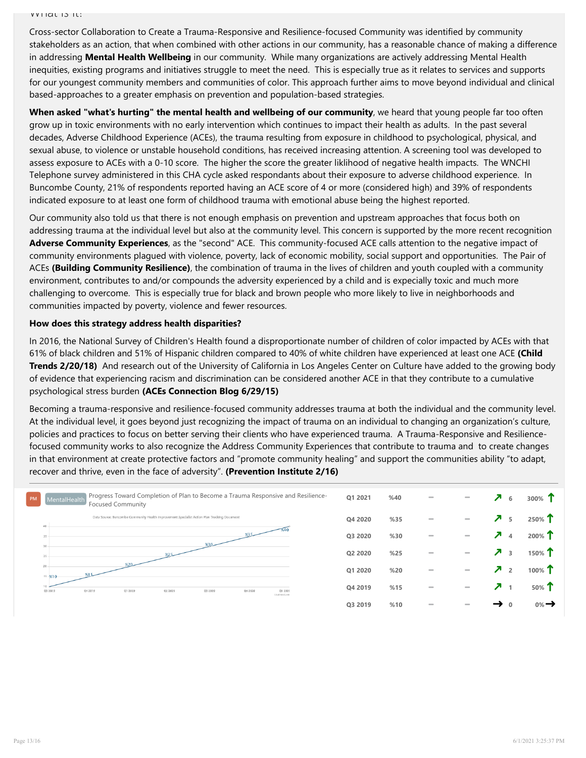### What is it:

Cross-sector Collaboration to Create a Trauma-Responsive and Resilience-focused Community was identified by community stakeholders as an action, that when combined with other actions in our community, has a reasonable chance of making a difference in addressing **Mental Health Wellbeing** in our community. While many organizations are actively addressing Mental Health inequities, existing programs and initiatives struggle to meet the need. This is especially true as it relates to services and supports for our youngest community members and communities of color. This approach further aims to move beyond individual and clinical based-approaches to a greater emphasis on prevention and population-based strategies.

**When asked "what's hurting" the mental health and wellbeing of our community**, we heard that young people far too often grow up in toxic environments with no early intervention which continues to impact their health as adults. In the past several decades, Adverse Childhood Experience (ACEs), the trauma resulting from exposure in childhood to psychological, physical, and sexual abuse, to violence or unstable household conditions, has received increasing attention. A screening tool was developed to assess exposure to ACEs with a 0-10 score. The higher the score the greater liklihood of negative health impacts. The WNCHI Telephone survey administered in this CHA cycle asked respondants about their exposure to adverse childhood experience. In Buncombe County, 21% of respondents reported having an ACE score of 4 or more (considered high) and 39% of respondents indicated exposure to at least one form of childhood trauma with emotional abuse being the highest reported.

Our community also told us that there is not enough emphasis on prevention and upstream approaches that focus both on addressing trauma at the individual level but also at the community level. This concern is supported by the more recent recognition **Adverse Community Experiences**, as the "second" ACE. This community-focused ACE calls attention to the negative impact of community environments plagued with violence, poverty, lack of economic mobility, social support and opportunities. The Pair of ACEs **(Building Community Resilience)**, the combination of trauma in the lives of children and youth coupled with a community environment, contributes to and/or compounds the adversity experienced by a child and is expecially toxic and much more challenging to overcome. This is especially true for black and brown people who more likely to live in neighborhoods and communities impacted by poverty, violence and fewer resources.

**How does this strategy address health disparities?**

In 2016, the National Survey of Children's Health found a disproportionate number of children of color impacted by ACEs with that 61% of black children and 51% of Hispanic children compared to 40% of white children have experienced at least one ACE **(Child Trends 2/20/18)** And research out of the University of California in Los Angeles Center on Culture have added to the growing body of evidence that experiencing racism and discrimination can be considered another ACE in that they contribute to a cumulative psychological stress burden **(ACEs Connection Blog 6/29/15)**

Becoming a trauma-responsive and resilience-focused community addresses trauma at both the individual and the community level. At the individual level, it goes beyond just recognizing the impact of trauma on an individual to changing an organization's culture, policies and practices to focus on better serving their clients who have experienced trauma. A Trauma-Responsive and Resilience-focused community works to also recognize the Address Community Experiences that contribute to trauma and to create changes in that environment at create protective factors and "promote community healing" and support the communities ability "to adapt, recover and thrive, even in the face of adversity". **(Prevention Institute 2/16)**

PM | MentalHealth | Progress Toward Completion of Plan to Become a Trauma Responsive and Resilience-Focused Community

Data Source: Buncombe Community Health Improvement Specialist Action Plan Tracking Document

| Period | Value | | | Trend | Change |
|---|---|---|---|---|---|
| Q1 2021 | %40 | – | – | ↗ 6 | 300% ↑ |
| Q4 2020 | %35 | – | – | ↗ 5 | 250% ↑ |
| Q3 2020 | %30 | – | – | ↗ 4 | 200% ↑ |
| Q2 2020 | %25 | – | – | ↗ 3 | 150% ↑ |
| Q1 2020 | %20 | – | – | ↗ 2 | 100% ↑ |
| Q4 2019 | %15 | – | – | ↗ 1 | 50% ↑ |
| Q3 2019 | %10 | – | – | → 0 | 0% → |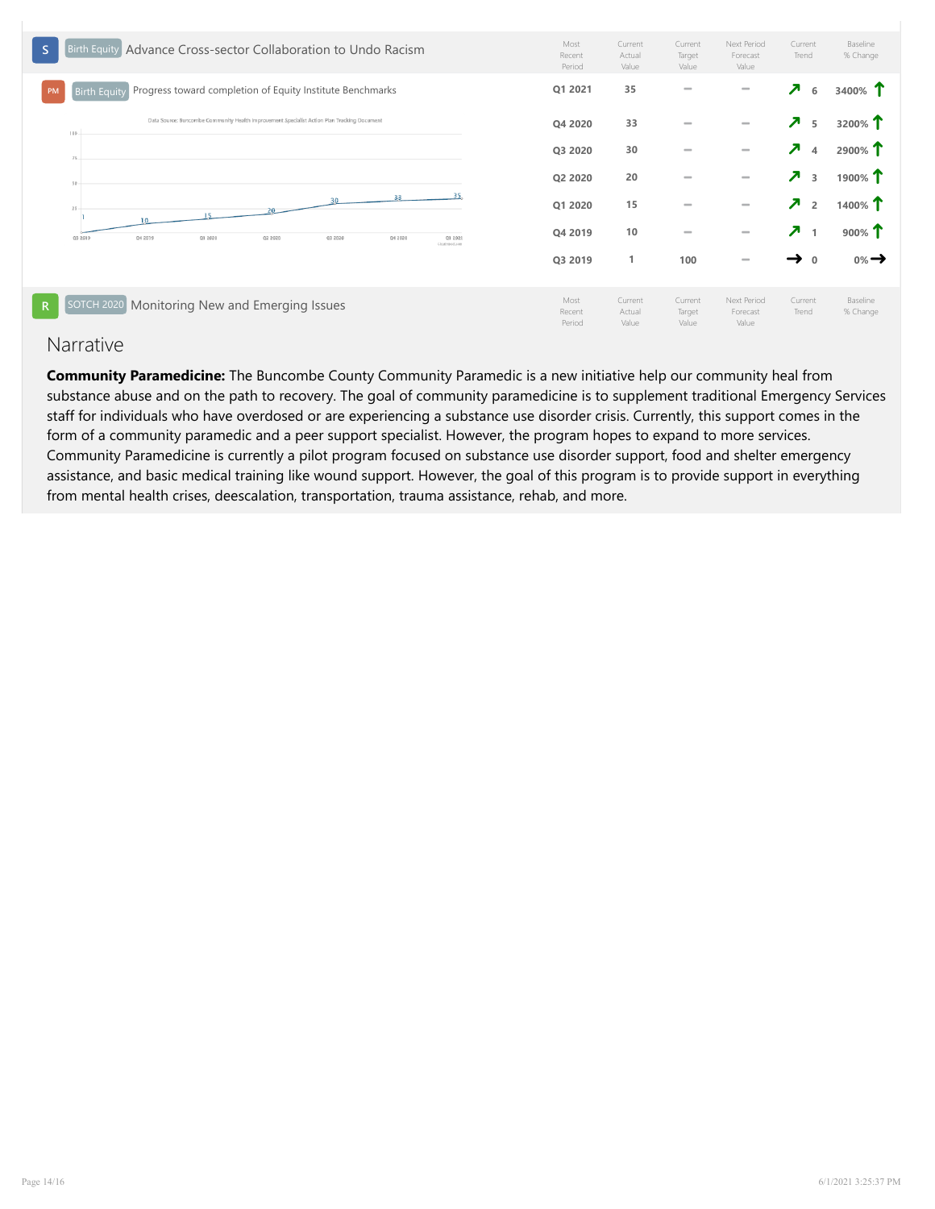**S** Birth Equity Advance Cross-sector Collaboration to Undo Racism

| | Most Recent Period | Current Actual Value | Current Target Value | Next Period Forecast Value | Current Trend | Baseline % Change |
|---|---|---|---|---|---|---|

**PM** Birth Equity Progress toward completion of Equity Institute Benchmarks

Data Source: Buncombe Community Health Improvement Specialist Action Plan Tracking Document

| Most Recent Period | Current Actual Value | Current Target Value | Next Period Forecast Value | Current Trend | Baseline % Change |
|---|---|---|---|---|---|
| Q1 2021 | 35 | — | — | ↗ 6 | 3400% ↑ |
| Q4 2020 | 33 | — | — | ↗ 5 | 3200% ↑ |
| Q3 2020 | 30 | — | — | ↗ 4 | 2900% ↑ |
| Q2 2020 | 20 | — | — | ↗ 3 | 1900% ↑ |
| Q1 2020 | 15 | — | — | ↗ 2 | 1400% ↑ |
| Q4 2019 | 10 | — | — | ↗ 1 | 900% ↑ |
| Q3 2019 | 1 | 100 | — | → 0 | 0% → |

**R** SOTCH 2020 Monitoring New and Emerging Issues

| | Most Recent Period | Current Actual Value | Current Target Value | Next Period Forecast Value | Current Trend | Baseline % Change |
|---|---|---|---|---|---|---|

## Narrative

**Community Paramedicine:** The Buncombe County Community Paramedic is a new initiative help our community heal from substance abuse and on the path to recovery. The goal of community paramedicine is to supplement traditional Emergency Services staff for individuals who have overdosed or are experiencing a substance use disorder crisis. Currently, this support comes in the form of a community paramedic and a peer support specialist. However, the program hopes to expand to more services. Community Paramedicine is currently a pilot program focused on substance use disorder support, food and shelter emergency assistance, and basic medical training like wound support. However, the goal of this program is to provide support in everything from mental health crises, deescalation, transportation, trauma assistance, rehab, and more.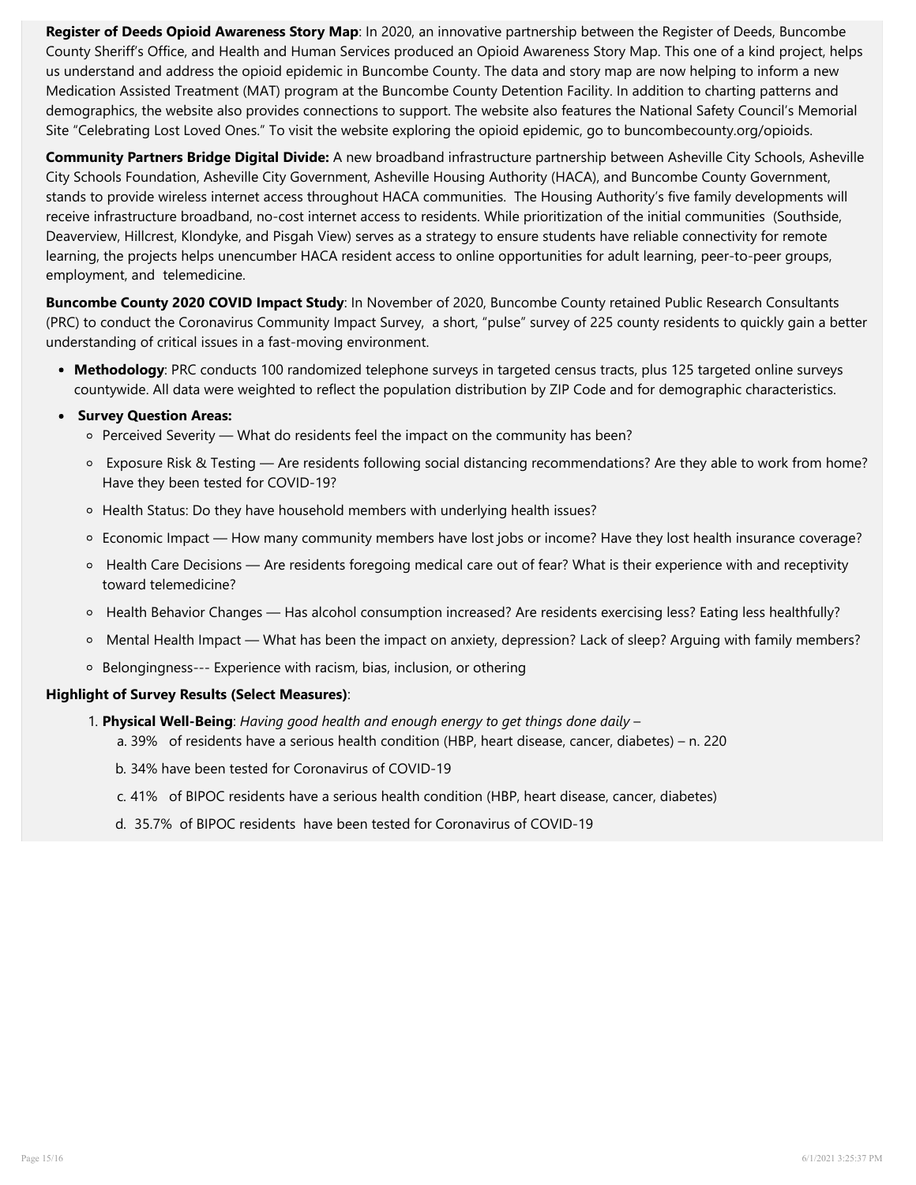**Register of Deeds Opioid Awareness Story Map**: In 2020, an innovative partnership between the Register of Deeds, Buncombe County Sheriff's Office, and Health and Human Services produced an Opioid Awareness Story Map. This one of a kind project, helps us understand and address the opioid epidemic in Buncombe County. The data and story map are now helping to inform a new Medication Assisted Treatment (MAT) program at the Buncombe County Detention Facility. In addition to charting patterns and demographics, the website also provides connections to support. The website also features the National Safety Council's Memorial Site "Celebrating Lost Loved Ones." To visit the website exploring the opioid epidemic, go to buncombecounty.org/opioids.

**Community Partners Bridge Digital Divide:** A new broadband infrastructure partnership between Asheville City Schools, Asheville City Schools Foundation, Asheville City Government, Asheville Housing Authority (HACA), and Buncombe County Government, stands to provide wireless internet access throughout HACA communities. The Housing Authority's five family developments will receive infrastructure broadband, no-cost internet access to residents. While prioritization of the initial communities (Southside, Deaverview, Hillcrest, Klondyke, and Pisgah View) serves as a strategy to ensure students have reliable connectivity for remote learning, the projects helps unencumber HACA resident access to online opportunities for adult learning, peer-to-peer groups, employment, and telemedicine.

**Buncombe County 2020 COVID Impact Study**: In November of 2020, Buncombe County retained Public Research Consultants (PRC) to conduct the Coronavirus Community Impact Survey, a short, "pulse" survey of 225 county residents to quickly gain a better understanding of critical issues in a fast-moving environment.

- **Methodology**: PRC conducts 100 randomized telephone surveys in targeted census tracts, plus 125 targeted online surveys countywide. All data were weighted to reflect the population distribution by ZIP Code and for demographic characteristics.
- **Survey Question Areas:**
  - Perceived Severity — What do residents feel the impact on the community has been?
  - Exposure Risk & Testing — Are residents following social distancing recommendations? Are they able to work from home? Have they been tested for COVID-19?
  - Health Status: Do they have household members with underlying health issues?
  - Economic Impact — How many community members have lost jobs or income? Have they lost health insurance coverage?
  - Health Care Decisions — Are residents foregoing medical care out of fear? What is their experience with and receptivity toward telemedicine?
  - Health Behavior Changes — Has alcohol consumption increased? Are residents exercising less? Eating less healthfully?
  - Mental Health Impact — What has been the impact on anxiety, depression? Lack of sleep? Arguing with family members?
  - Belongingness--- Experience with racism, bias, inclusion, or othering

**Highlight of Survey Results (Select Measures)**:

1. **Physical Well-Being**: *Having good health and enough energy to get things done daily* –
   a. 39% of residents have a serious health condition (HBP, heart disease, cancer, diabetes) – n. 220

   b. 34% have been tested for Coronavirus of COVID-19

   c. 41% of BIPOC residents have a serious health condition (HBP, heart disease, cancer, diabetes)

   d. 35.7% of BIPOC residents have been tested for Coronavirus of COVID-19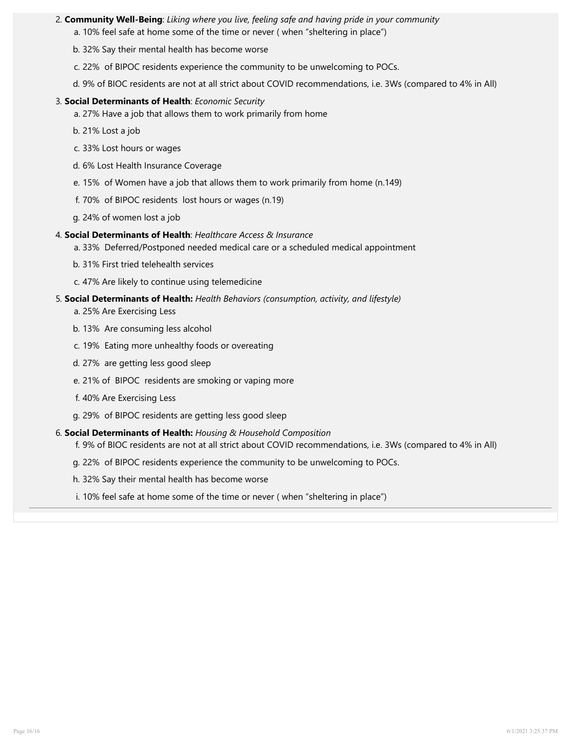2. **Community Well-Being**: *Liking where you live, feeling safe and having pride in your community*
    a. 10% feel safe at home some of the time or never ( when "sheltering in place")
    b. 32% Say their mental health has become worse
    c. 22% of BIPOC residents experience the community to be unwelcoming to POCs.
    d. 9% of BIOC residents are not at all strict about COVID recommendations, i.e. 3Ws (compared to 4% in All)
3. **Social Determinants of Health**: *Economic Security*
    a. 27% Have a job that allows them to work primarily from home
    b. 21% Lost a job
    c. 33% Lost hours or wages
    d. 6% Lost Health Insurance Coverage
    e. 15% of Women have a job that allows them to work primarily from home (n.149)
    f. 70% of BIPOC residents lost hours or wages (n.19)
    g. 24% of women lost a job
4. **Social Determinants of Health**: *Healthcare Access & Insurance*
    a. 33% Deferred/Postponed needed medical care or a scheduled medical appointment
    b. 31% First tried telehealth services
    c. 47% Are likely to continue using telemedicine
5. **Social Determinants of Health:** *Health Behaviors (consumption, activity, and lifestyle)*
    a. 25% Are Exercising Less
    b. 13% Are consuming less alcohol
    c. 19% Eating more unhealthy foods or overeating
    d. 27% are getting less good sleep
    e. 21% of BIPOC residents are smoking or vaping more
    f. 40% Are Exercising Less
    g. 29% of BIPOC residents are getting less good sleep
6. **Social Determinants of Health:** *Housing & Household Composition*
    f. 9% of BIOC residents are not at all strict about COVID recommendations, i.e. 3Ws (compared to 4% in All)
    g. 22% of BIPOC residents experience the community to be unwelcoming to POCs.
    h. 32% Say their mental health has become worse
    i. 10% feel safe at home some of the time or never ( when "sheltering in place")